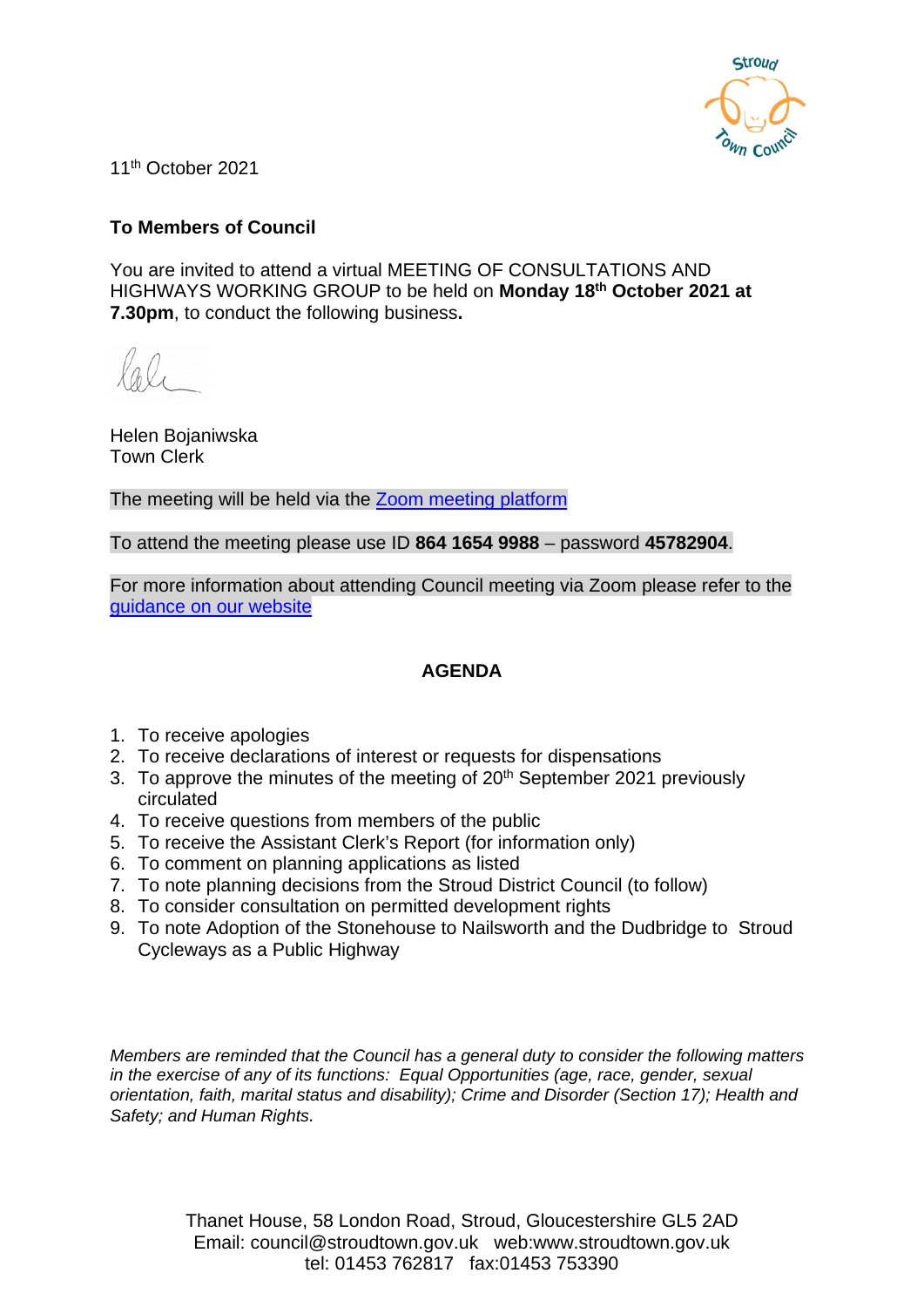11th October 2021

**To Members of Council**

You are invited to attend a virtual MEETING OF CONSULTATIONS AND HIGHWAYS WORKING GROUP to be held on **Monday 18th October 2021 at 7.30pm**, to conduct the following business**.**

Helen Bojaniwska
Town Clerk

The meeting will be held via the [Zoom meeting platform](#)

To attend the meeting please use ID **864 1654 9988** – password **45782904**.

For more information about attending Council meeting via Zoom please refer to the [guidance on our website](#)

## AGENDA

1. To receive apologies
2. To receive declarations of interest or requests for dispensations
3. To approve the minutes of the meeting of 20th September 2021 previously circulated
4. To receive questions from members of the public
5. To receive the Assistant Clerk's Report (for information only)
6. To comment on planning applications as listed
7. To note planning decisions from the Stroud District Council (to follow)
8. To consider consultation on permitted development rights
9. To note Adoption of the Stonehouse to Nailsworth and the Dudbridge to Stroud Cycleways as a Public Highway

*Members are reminded that the Council has a general duty to consider the following matters in the exercise of any of its functions: Equal Opportunities (age, race, gender, sexual orientation, faith, marital status and disability); Crime and Disorder (Section 17); Health and Safety; and Human Rights.*

Thanet House, 58 London Road, Stroud, Gloucestershire GL5 2AD
Email: council@stroudtown.gov.uk web:www.stroudtown.gov.uk
tel: 01453 762817 fax:01453 753390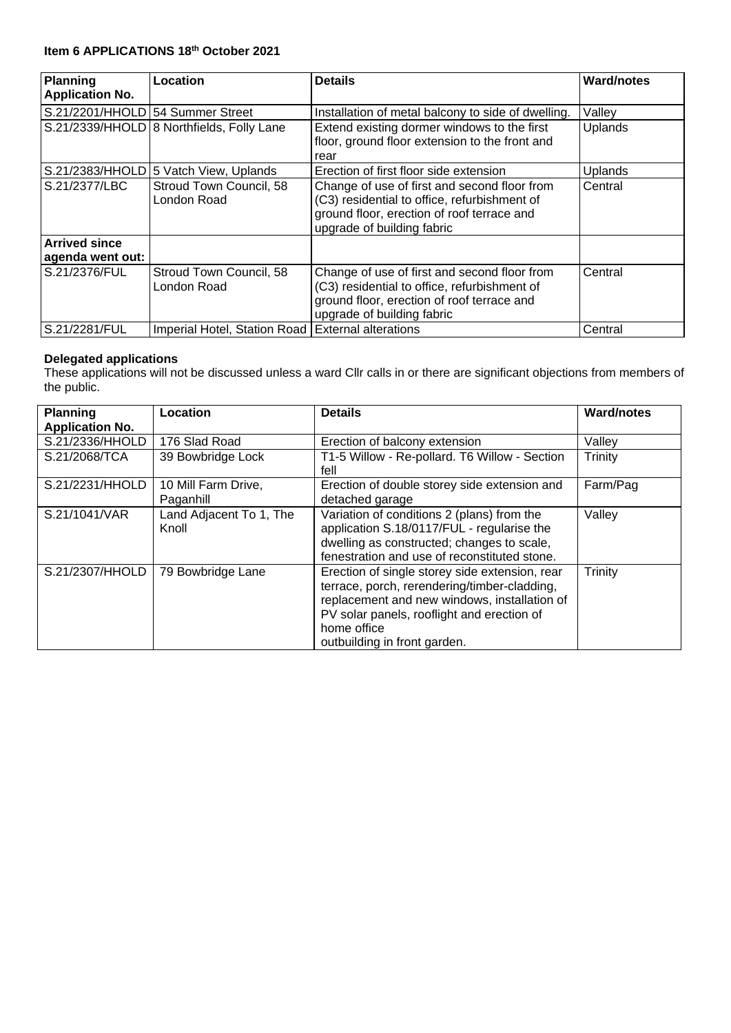**Item 6 APPLICATIONS 18th October 2021**

| Planning Application No. | Location | Details | Ward/notes |
|---|---|---|---|
| S.21/2201/HHOLD | 54 Summer Street | Installation of metal balcony to side of dwelling. | Valley |
| S.21/2339/HHOLD | 8 Northfields, Folly Lane | Extend existing dormer windows to the first floor, ground floor extension to the front and rear | Uplands |
| S.21/2383/HHOLD | 5 Vatch View, Uplands | Erection of first floor side extension | Uplands |
| S.21/2377/LBC | Stroud Town Council, 58 London Road | Change of use of first and second floor from (C3) residential to office, refurbishment of ground floor, erection of roof terrace and upgrade of building fabric | Central |
| **Arrived since agenda went out:** | | | |
| S.21/2376/FUL | Stroud Town Council, 58 London Road | Change of use of first and second floor from (C3) residential to office, refurbishment of ground floor, erection of roof terrace and upgrade of building fabric | Central |
| S.21/2281/FUL | Imperial Hotel, Station Road | External alterations | Central |

**Delegated applications**

These applications will not be discussed unless a ward Cllr calls in or there are significant objections from members of the public.

| Planning Application No. | Location | Details | Ward/notes |
|---|---|---|---|
| S.21/2336/HHOLD | 176 Slad Road | Erection of balcony extension | Valley |
| S.21/2068/TCA | 39 Bowbridge Lock | T1-5 Willow - Re-pollard. T6 Willow - Section fell | Trinity |
| S.21/2231/HHOLD | 10 Mill Farm Drive, Paganhill | Erection of double storey side extension and detached garage | Farm/Pag |
| S.21/1041/VAR | Land Adjacent To 1, The Knoll | Variation of conditions 2 (plans) from the application S.18/0117/FUL - regularise the dwelling as constructed; changes to scale, fenestration and use of reconstituted stone. | Valley |
| S.21/2307/HHOLD | 79 Bowbridge Lane | Erection of single storey side extension, rear terrace, porch, rerendering/timber-cladding, replacement and new windows, installation of PV solar panels, rooflight and erection of home office outbuilding in front garden. | Trinity |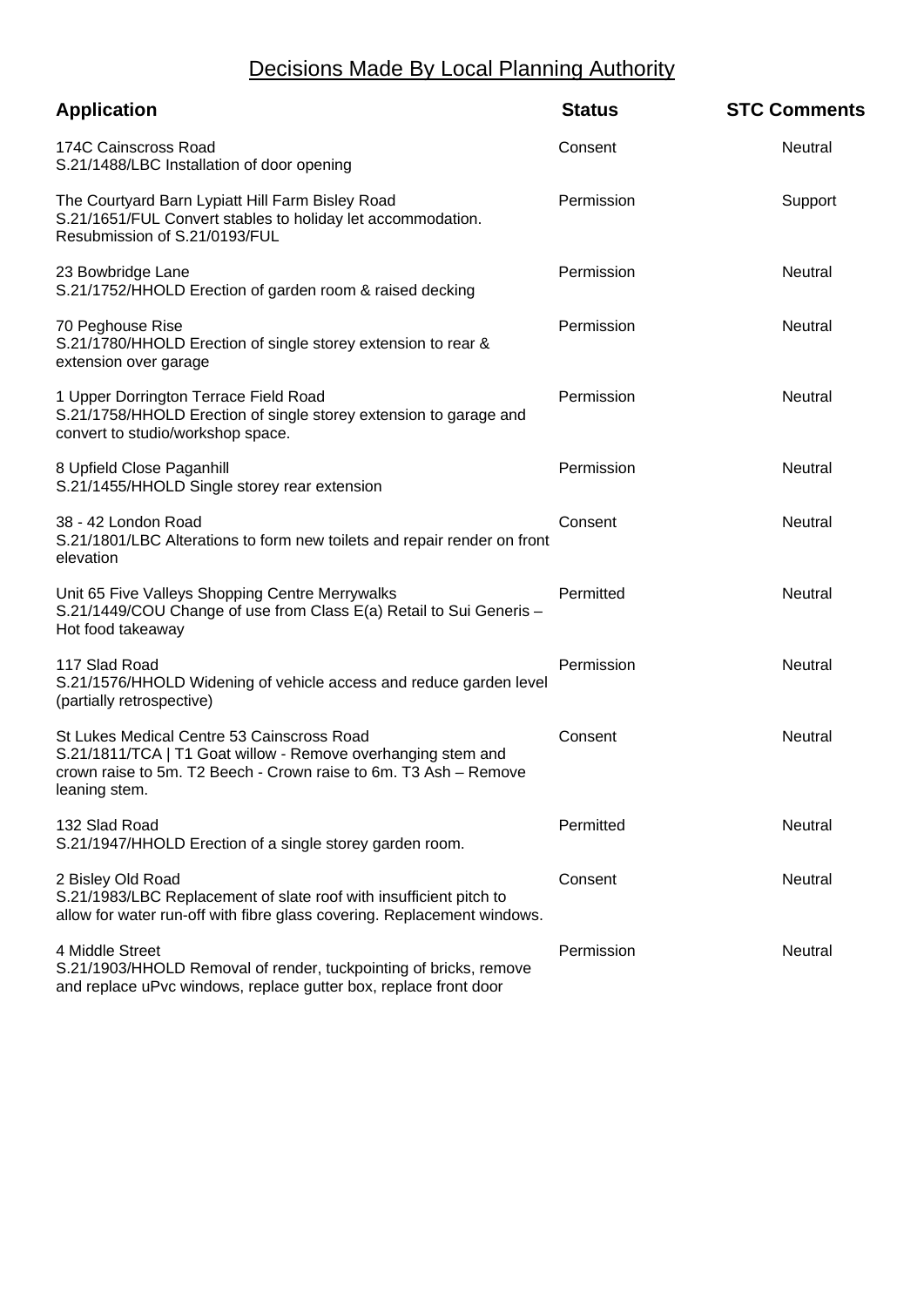# Decisions Made By Local Planning Authority

| Application | Status | STC Comments |
|---|---|---|
| 174C Cainscross Road<br>S.21/1488/LBC Installation of door opening | Consent | Neutral |
| The Courtyard Barn Lypiatt Hill Farm Bisley Road<br>S.21/1651/FUL Convert stables to holiday let accommodation. Resubmission of S.21/0193/FUL | Permission | Support |
| 23 Bowbridge Lane<br>S.21/1752/HHOLD Erection of garden room & raised decking | Permission | Neutral |
| 70 Peghouse Rise<br>S.21/1780/HHOLD Erection of single storey extension to rear & extension over garage | Permission | Neutral |
| 1 Upper Dorrington Terrace Field Road<br>S.21/1758/HHOLD Erection of single storey extension to garage and convert to studio/workshop space. | Permission | Neutral |
| 8 Upfield Close Paganhill<br>S.21/1455/HHOLD Single storey rear extension | Permission | Neutral |
| 38 - 42 London Road<br>S.21/1801/LBC Alterations to form new toilets and repair render on front elevation | Consent | Neutral |
| Unit 65 Five Valleys Shopping Centre Merrywalks<br>S.21/1449/COU Change of use from Class E(a) Retail to Sui Generis – Hot food takeaway | Permitted | Neutral |
| 117 Slad Road<br>S.21/1576/HHOLD Widening of vehicle access and reduce garden level (partially retrospective) | Permission | Neutral |
| St Lukes Medical Centre 53 Cainscross Road<br>S.21/1811/TCA \| T1 Goat willow - Remove overhanging stem and crown raise to 5m. T2 Beech - Crown raise to 6m. T3 Ash – Remove leaning stem. | Consent | Neutral |
| 132 Slad Road<br>S.21/1947/HHOLD Erection of a single storey garden room. | Permitted | Neutral |
| 2 Bisley Old Road<br>S.21/1983/LBC Replacement of slate roof with insufficient pitch to allow for water run-off with fibre glass covering. Replacement windows. | Consent | Neutral |
| 4 Middle Street<br>S.21/1903/HHOLD Removal of render, tuckpointing of bricks, remove and replace uPvc windows, replace gutter box, replace front door | Permission | Neutral |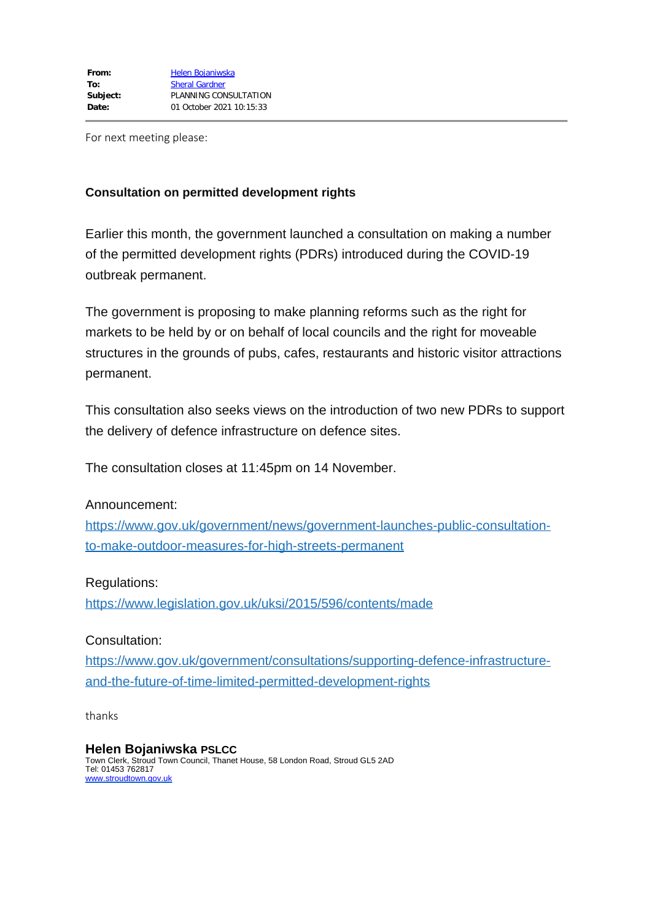|  |  |
|---|---|
| **From:** | Helen Bojaniwska |
| **To:** | Sheral Gardner |
| **Subject:** | PLANNING CONSULTATION |
| **Date:** | 01 October 2021 10:15:33 |

---

For next meeting please:

**Consultation on permitted development rights**

Earlier this month, the government launched a consultation on making a number of the permitted development rights (PDRs) introduced during the COVID-19 outbreak permanent.

The government is proposing to make planning reforms such as the right for markets to be held by or on behalf of local councils and the right for moveable structures in the grounds of pubs, cafes, restaurants and historic visitor attractions permanent.

This consultation also seeks views on the introduction of two new PDRs to support the delivery of defence infrastructure on defence sites.

The consultation closes at 11:45pm on 14 November.

Announcement:
https://www.gov.uk/government/news/government-launches-public-consultation-to-make-outdoor-measures-for-high-streets-permanent

Regulations:
https://www.legislation.gov.uk/uksi/2015/596/contents/made

Consultation:
https://www.gov.uk/government/consultations/supporting-defence-infrastructure-and-the-future-of-time-limited-permitted-development-rights

thanks

**Helen Bojaniwska PSLCC**
Town Clerk, Stroud Town Council, Thanet House, 58 London Road, Stroud GL5 2AD
Tel: 01453 762817
www.stroudtown.gov.uk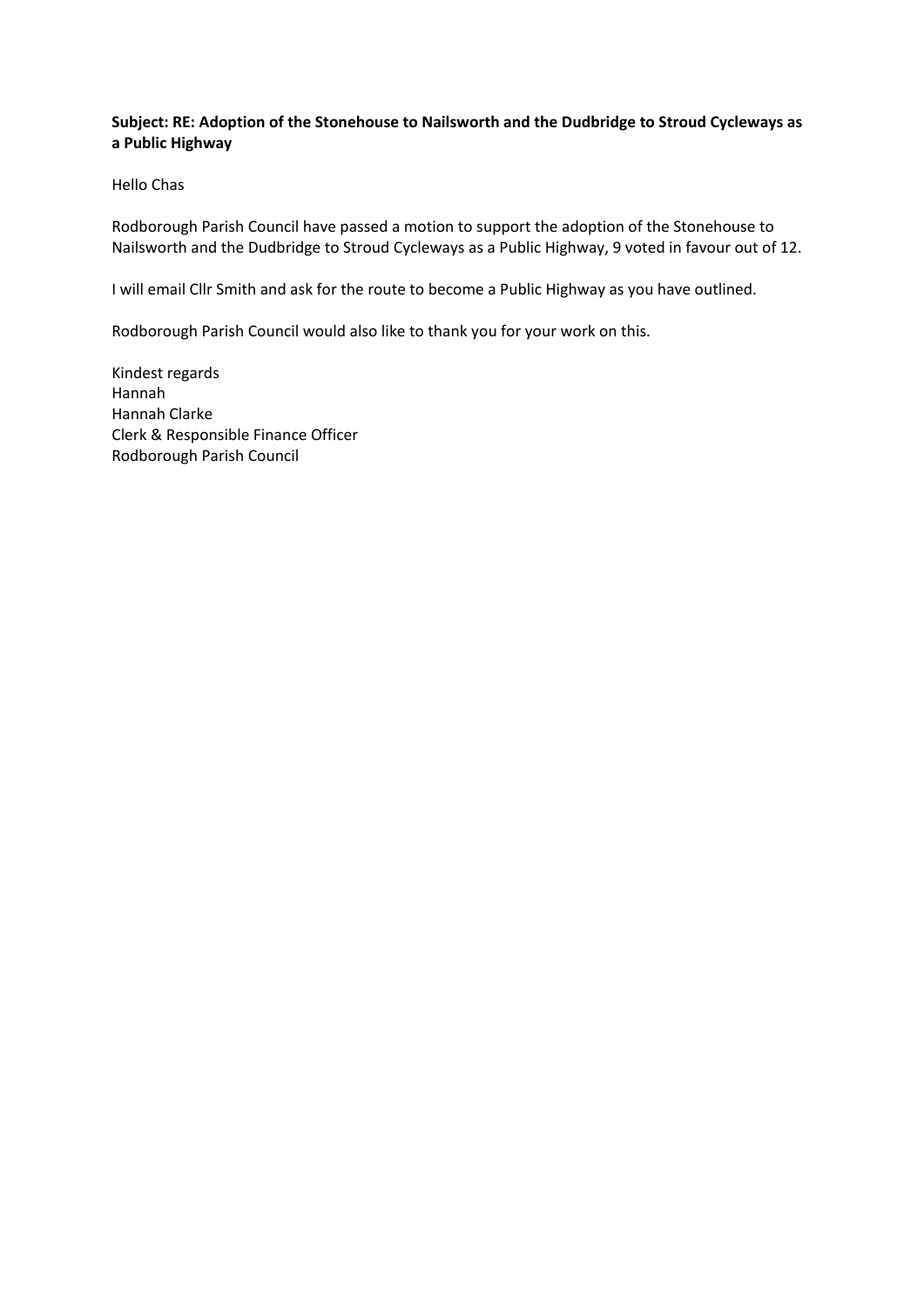**Subject: RE: Adoption of the Stonehouse to Nailsworth and the Dudbridge to Stroud Cycleways as a Public Highway**

Hello Chas

Rodborough Parish Council have passed a motion to support the adoption of the Stonehouse to Nailsworth and the Dudbridge to Stroud Cycleways as a Public Highway, 9 voted in favour out of 12.

I will email Cllr Smith and ask for the route to become a Public Highway as you have outlined.

Rodborough Parish Council would also like to thank you for your work on this.

Kindest regards  
Hannah  
Hannah Clarke  
Clerk & Responsible Finance Officer  
Rodborough Parish Council